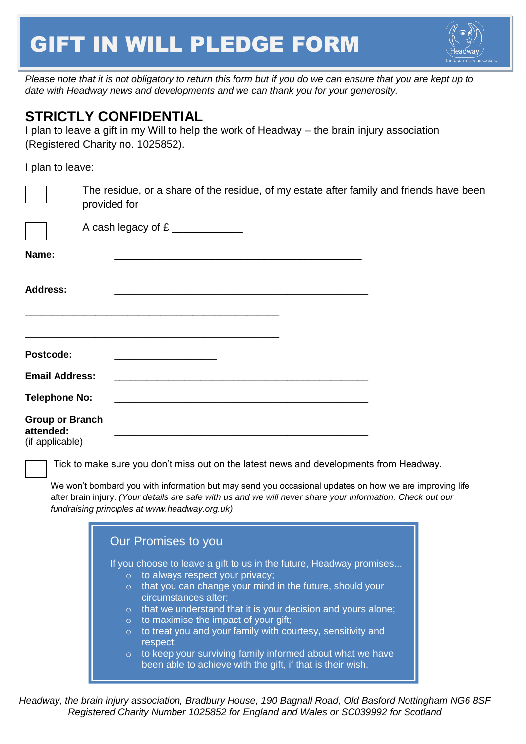# GIFT IN WILL PLEDGE FORM

*Please note that it is not obligatory to return this form but if you do we can ensure that you are kept up to date with Headway news and developments and we can thank you for your generosity.*

## STRICTLY CONFIDENTIAL

I plan to leave a gift in my Will to help the work of Headway – the brain injury association (Registered Charity no. 1025852).

I plan to leave:

☐ The residue, or a share of the residue, of my estate after family and friends have been provided for

☐ A cash legacy of £ ____________

**Name:** _____________________________________________

**Address:** _____________________________________________

_____________________________________________

_____________________________________________

**Postcode:** ___________________

**Email Address:** _____________________________________________

**Telephone No:** _____________________________________________

**Group or Branch attended:** (if applicable) _____________________________________________

☐ Tick to make sure you don't miss out on the latest news and developments from Headway.

We won't bombard you with information but may send you occasional updates on how we are improving life after brain injury. *(Your details are safe with us and we will never share your information. Check out our fundraising principles at www.headway.org.uk)*

### Our Promises to you

If you choose to leave a gift to us in the future, Headway promises...

- to always respect your privacy;
- that you can change your mind in the future, should your circumstances alter;
- that we understand that it is your decision and yours alone;
- to maximise the impact of your gift;
- to treat you and your family with courtesy, sensitivity and respect;
- to keep your surviving family informed about what we have been able to achieve with the gift, if that is their wish.

*Headway, the brain injury association, Bradbury House, 190 Bagnall Road, Old Basford Nottingham NG6 8SF*
*Registered Charity Number 1025852 for England and Wales or SC039992 for Scotland*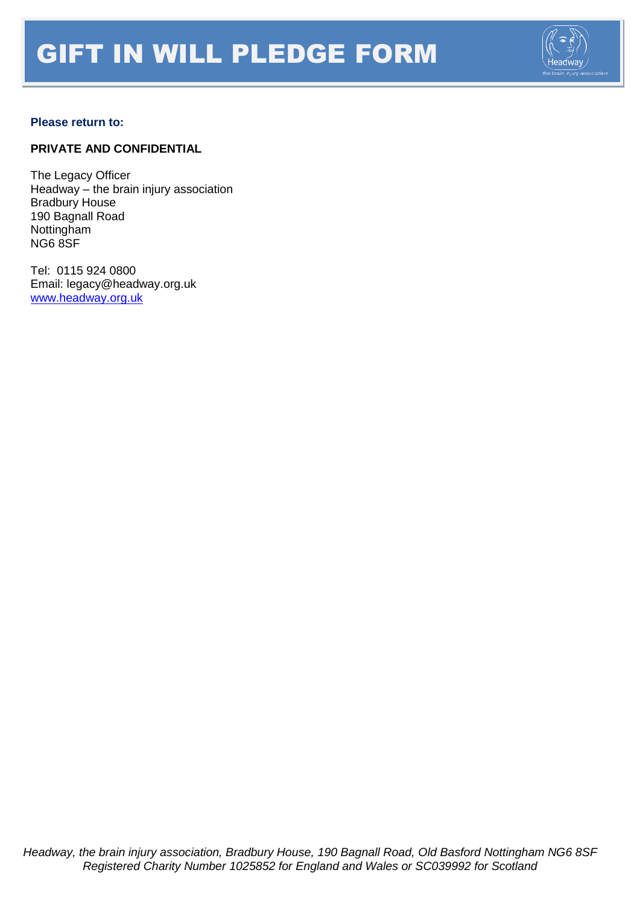# GIFT IN WILL PLEDGE FORM

**Please return to:**

**PRIVATE AND CONFIDENTIAL**

The Legacy Officer
Headway – the brain injury association
Bradbury House
190 Bagnall Road
Nottingham
NG6 8SF

Tel: 0115 924 0800
Email: legacy@headway.org.uk
www.headway.org.uk

*Headway, the brain injury association, Bradbury House, 190 Bagnall Road, Old Basford Nottingham NG6 8SF*
*Registered Charity Number 1025852 for England and Wales or SC039992 for Scotland*